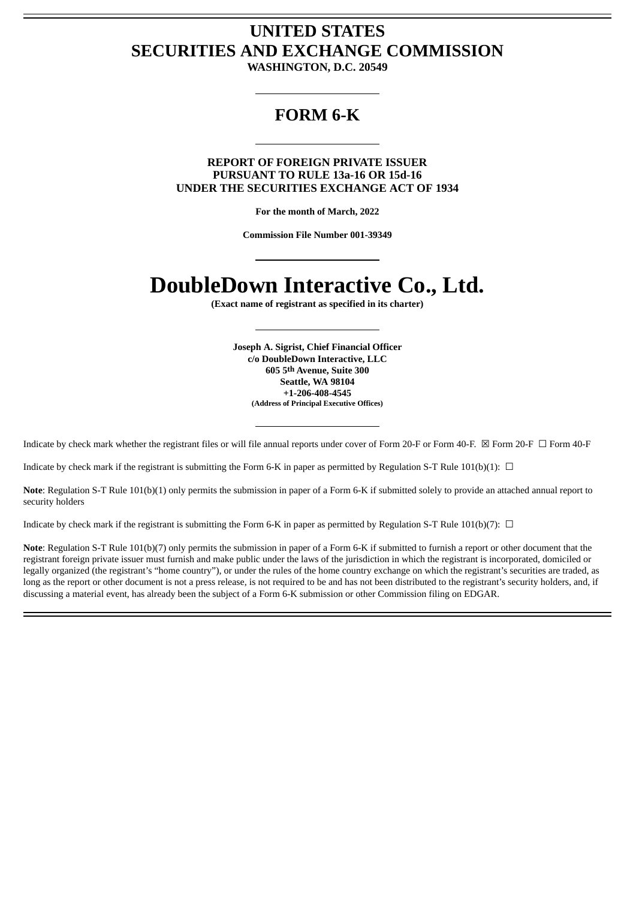# UNITED STATES
# SECURITIES AND EXCHANGE COMMISSION

**WASHINGTON, D.C. 20549**

---

## FORM 6-K

---

**REPORT OF FOREIGN PRIVATE ISSUER**
**PURSUANT TO RULE 13a-16 OR 15d-16**
**UNDER THE SECURITIES EXCHANGE ACT OF 1934**

**For the month of March, 2022**

**Commission File Number 001-39349**

---

# DoubleDown Interactive Co., Ltd.

**(Exact name of registrant as specified in its charter)**

---

**Joseph A. Sigrist, Chief Financial Officer**
**c/o DoubleDown Interactive, LLC**
**605 5th Avenue, Suite 300**
**Seattle, WA 98104**
**+1-206-408-4545**
**(Address of Principal Executive Offices)**

---

Indicate by check mark whether the registrant files or will file annual reports under cover of Form 20-F or Form 40-F. ☒ Form 20-F ☐ Form 40-F

Indicate by check mark if the registrant is submitting the Form 6-K in paper as permitted by Regulation S-T Rule 101(b)(1): ☐

**Note**: Regulation S-T Rule 101(b)(1) only permits the submission in paper of a Form 6-K if submitted solely to provide an attached annual report to security holders

Indicate by check mark if the registrant is submitting the Form 6-K in paper as permitted by Regulation S-T Rule 101(b)(7): ☐

**Note**: Regulation S-T Rule 101(b)(7) only permits the submission in paper of a Form 6-K if submitted to furnish a report or other document that the registrant foreign private issuer must furnish and make public under the laws of the jurisdiction in which the registrant is incorporated, domiciled or legally organized (the registrant's "home country"), or under the rules of the home country exchange on which the registrant's securities are traded, as long as the report or other document is not a press release, is not required to be and has not been distributed to the registrant's security holders, and, if discussing a material event, has already been the subject of a Form 6-K submission or other Commission filing on EDGAR.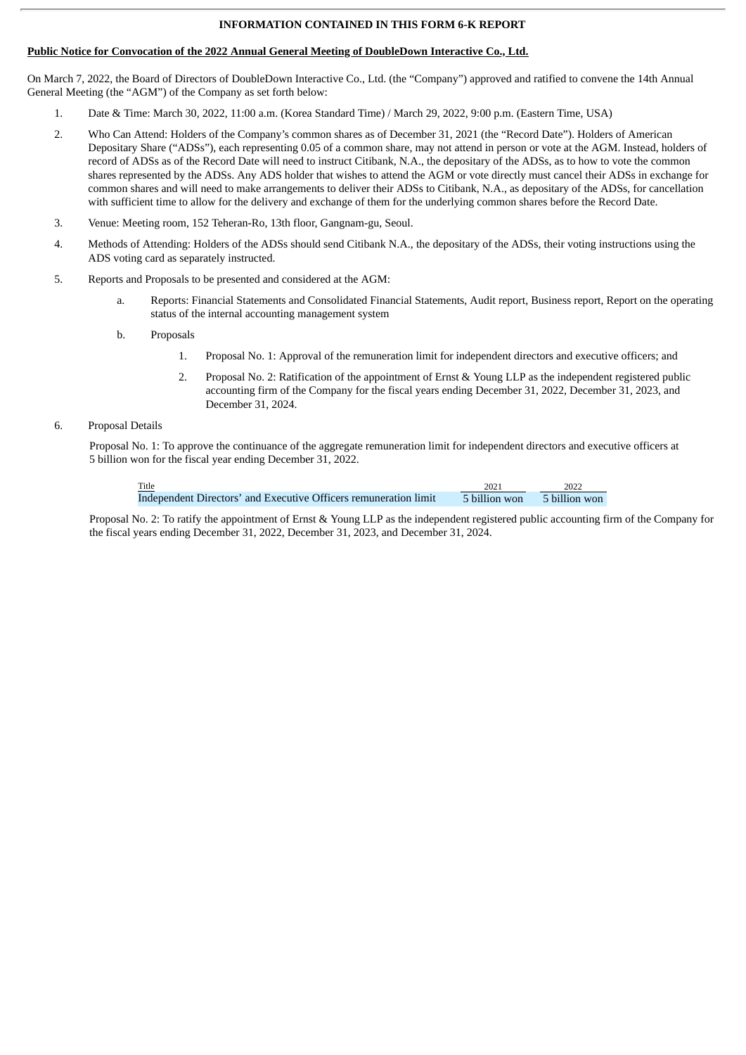**INFORMATION CONTAINED IN THIS FORM 6-K REPORT**

**Public Notice for Convocation of the 2022 Annual General Meeting of DoubleDown Interactive Co., Ltd.**

On March 7, 2022, the Board of Directors of DoubleDown Interactive Co., Ltd. (the "Company") approved and ratified to convene the 14th Annual General Meeting (the "AGM") of the Company as set forth below:

1. Date & Time: March 30, 2022, 11:00 a.m. (Korea Standard Time) / March 29, 2022, 9:00 p.m. (Eastern Time, USA)
2. Who Can Attend: Holders of the Company's common shares as of December 31, 2021 (the "Record Date"). Holders of American Depositary Share ("ADSs"), each representing 0.05 of a common share, may not attend in person or vote at the AGM. Instead, holders of record of ADSs as of the Record Date will need to instruct Citibank, N.A., the depositary of the ADSs, as to how to vote the common shares represented by the ADSs. Any ADS holder that wishes to attend the AGM or vote directly must cancel their ADSs in exchange for common shares and will need to make arrangements to deliver their ADSs to Citibank, N.A., as depositary of the ADSs, for cancellation with sufficient time to allow for the delivery and exchange of them for the underlying common shares before the Record Date.
3. Venue: Meeting room, 152 Teheran-Ro, 13th floor, Gangnam-gu, Seoul.
4. Methods of Attending: Holders of the ADSs should send Citibank N.A., the depositary of the ADSs, their voting instructions using the ADS voting card as separately instructed.
5. Reports and Proposals to be presented and considered at the AGM:
   a. Reports: Financial Statements and Consolidated Financial Statements, Audit report, Business report, Report on the operating status of the internal accounting management system
   b. Proposals
      1. Proposal No. 1: Approval of the remuneration limit for independent directors and executive officers; and
      2. Proposal No. 2: Ratification of the appointment of Ernst & Young LLP as the independent registered public accounting firm of the Company for the fiscal years ending December 31, 2022, December 31, 2023, and December 31, 2024.
6. Proposal Details

   Proposal No. 1: To approve the continuance of the aggregate remuneration limit for independent directors and executive officers at 5 billion won for the fiscal year ending December 31, 2022.

   | Title | 2021 | 2022 |
   |---|---|---|
   | Independent Directors' and Executive Officers remuneration limit | 5 billion won | 5 billion won |

   Proposal No. 2: To ratify the appointment of Ernst & Young LLP as the independent registered public accounting firm of the Company for the fiscal years ending December 31, 2022, December 31, 2023, and December 31, 2024.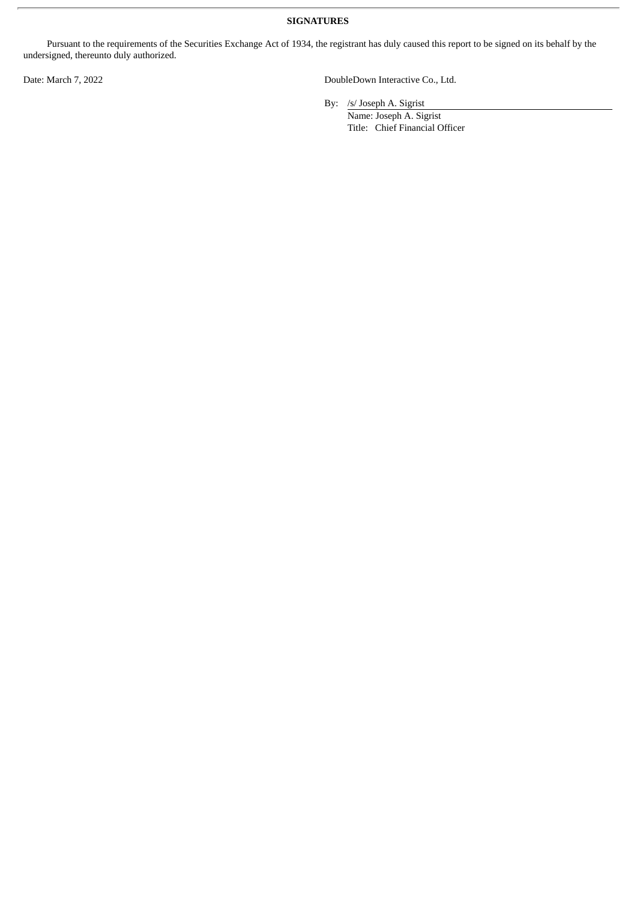**SIGNATURES**

Pursuant to the requirements of the Securities Exchange Act of 1934, the registrant has duly caused this report to be signed on its behalf by the undersigned, thereunto duly authorized.

Date: March 7, 2022

DoubleDown Interactive Co., Ltd.

By: /s/ Joseph A. Sigrist

Name: Joseph A. Sigrist

Title: Chief Financial Officer